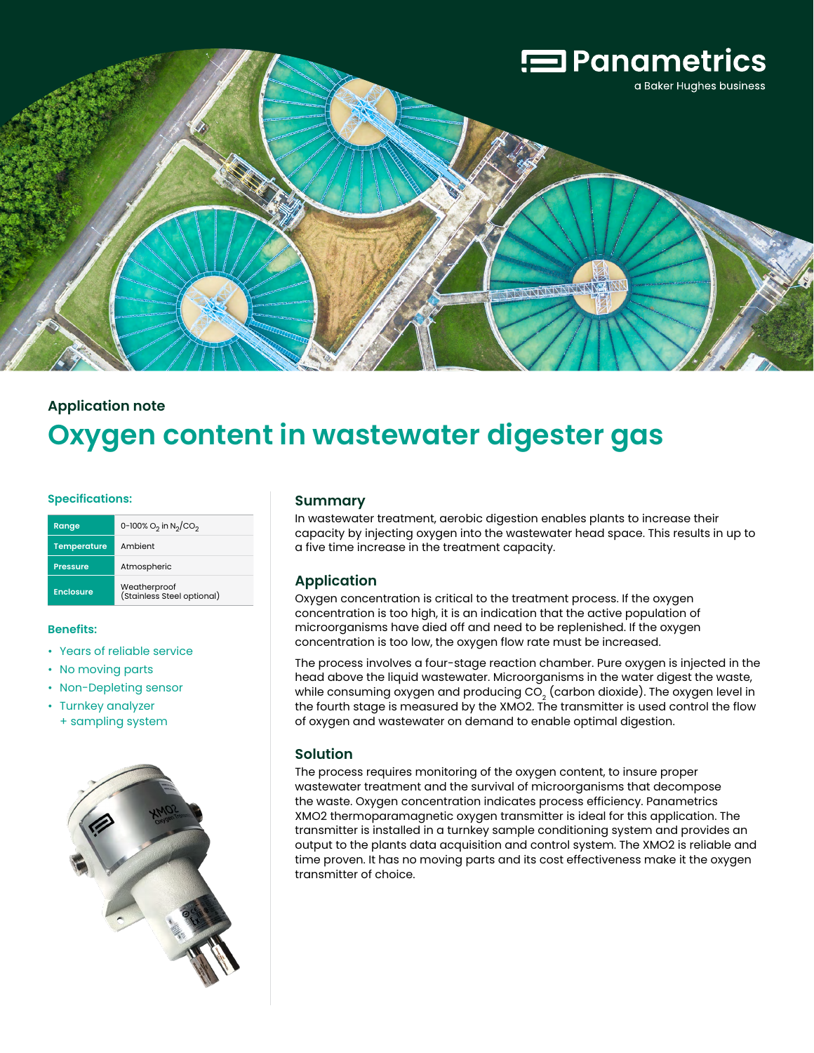Panametrics

a Baker Hughes business

Application note

# Oxygen content in wastewater digester gas

### Specifications:

| | |
|---|---|
| Range | 0-100% $O_2$ in $N_2/CO_2$ |
| Temperature | Ambient |
| Pressure | Atmospheric |
| Enclosure | Weatherproof (Stainless Steel optional) |

### Benefits:

- Years of reliable service
- No moving parts
- Non-Depleting sensor
- Turnkey analyzer + sampling system

## Summary

In wastewater treatment, aerobic digestion enables plants to increase their capacity by injecting oxygen into the wastewater head space. This results in up to a five time increase in the treatment capacity.

## Application

Oxygen concentration is critical to the treatment process. If the oxygen concentration is too high, it is an indication that the active population of microorganisms have died off and need to be replenished. If the oxygen concentration is too low, the oxygen flow rate must be increased.

The process involves a four-stage reaction chamber. Pure oxygen is injected in the head above the liquid wastewater. Microorganisms in the water digest the waste, while consuming oxygen and producing $CO_2$ (carbon dioxide). The oxygen level in the fourth stage is measured by the XMO2. The transmitter is used control the flow of oxygen and wastewater on demand to enable optimal digestion.

## Solution

The process requires monitoring of the oxygen content, to insure proper wastewater treatment and the survival of microorganisms that decompose the waste. Oxygen concentration indicates process efficiency. Panametrics XMO2 thermoparamagnetic oxygen transmitter is ideal for this application. The transmitter is installed in a turnkey sample conditioning system and provides an output to the plants data acquisition and control system. The XMO2 is reliable and time proven. It has no moving parts and its cost effectiveness make it the oxygen transmitter of choice.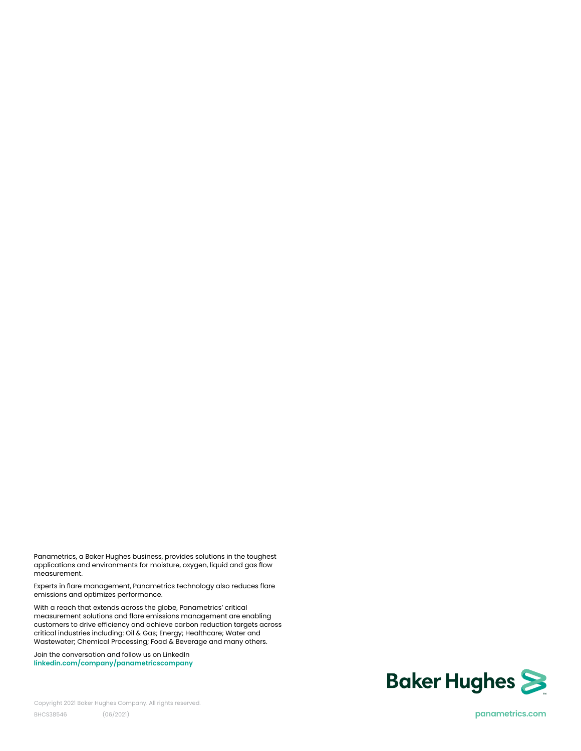Panametrics, a Baker Hughes business, provides solutions in the toughest applications and environments for moisture, oxygen, liquid and gas flow measurement.

Experts in flare management, Panametrics technology also reduces flare emissions and optimizes performance.

With a reach that extends across the globe, Panametrics' critical measurement solutions and flare emissions management are enabling customers to drive efficiency and achieve carbon reduction targets across critical industries including: Oil & Gas; Energy; Healthcare; Water and Wastewater; Chemical Processing; Food & Beverage and many others.

Join the conversation and follow us on LinkedIn
**linkedin.com/company/panametricscompany**

Baker Hughes

Copyright 2021 Baker Hughes Company. All rights reserved.

BHCS38546 (06/2021)

**panametrics.com**